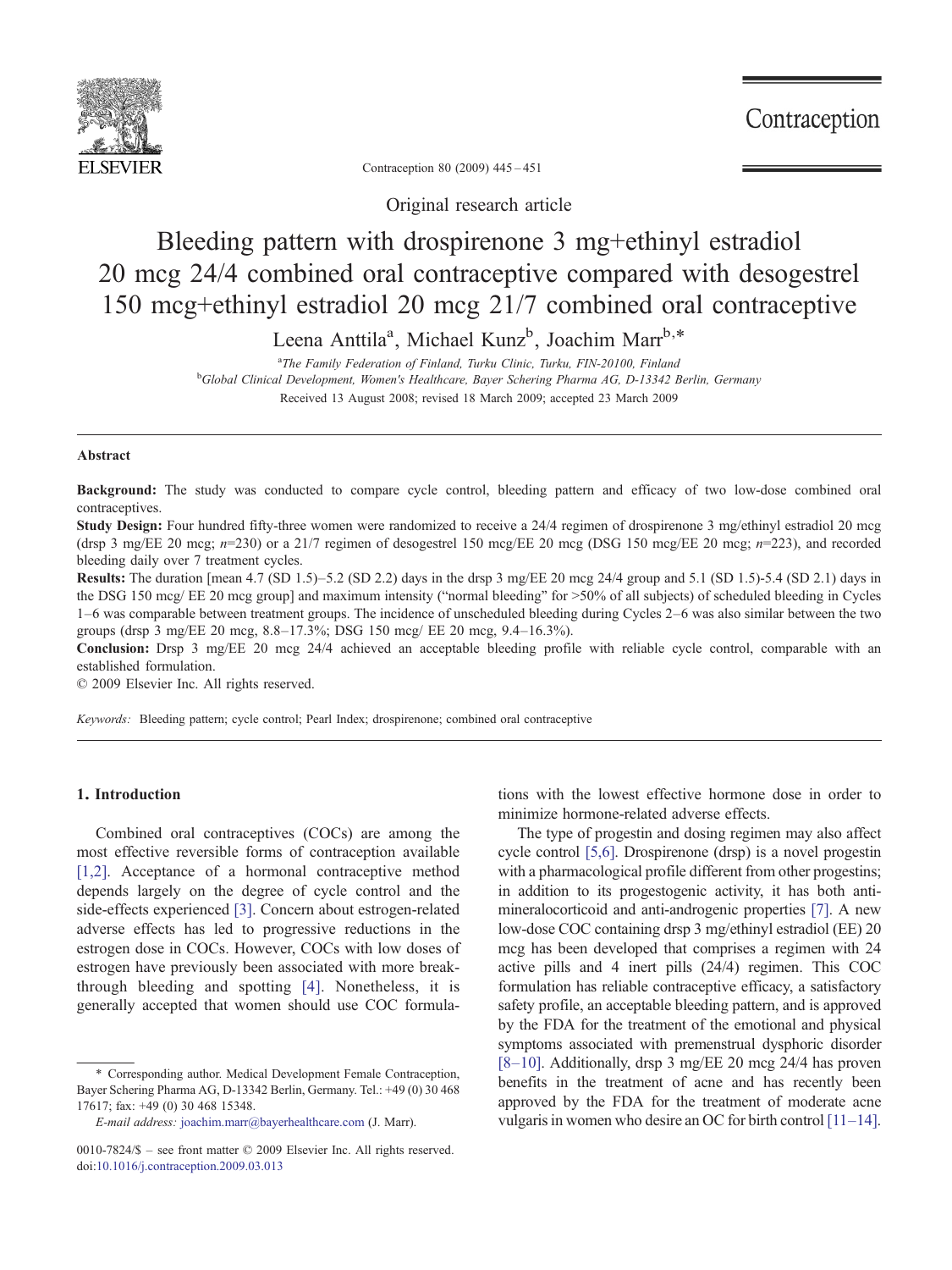Original research article

# Bleeding pattern with drospirenone 3 mg+ethinyl estradiol 20 mcg 24/4 combined oral contraceptive compared with desogestrel 150 mcg+ethinyl estradiol 20 mcg 21/7 combined oral contraceptive

Leena Anttila[a], Michael Kunz[b], Joachim Marr[b,*]

[a]*The Family Federation of Finland, Turku Clinic, Turku, FIN-20100, Finland*

[b]*Global Clinical Development, Women's Healthcare, Bayer Schering Pharma AG, D-13342 Berlin, Germany*

Received 13 August 2008; revised 18 March 2009; accepted 23 March 2009

## Abstract

**Background:** The study was conducted to compare cycle control, bleeding pattern and efficacy of two low-dose combined oral contraceptives.

**Study Design:** Four hundred fifty-three women were randomized to receive a 24/4 regimen of drospirenone 3 mg/ethinyl estradiol 20 mcg (drsp 3 mg/EE 20 mcg; *n*=230) or a 21/7 regimen of desogestrel 150 mcg/EE 20 mcg (DSG 150 mcg/EE 20 mcg; *n*=223), and recorded bleeding daily over 7 treatment cycles.

**Results:** The duration [mean 4.7 (SD 1.5)–5.2 (SD 2.2) days in the drsp 3 mg/EE 20 mcg 24/4 group and 5.1 (SD 1.5)-5.4 (SD 2.1) days in the DSG 150 mcg/ EE 20 mcg group] and maximum intensity ("normal bleeding" for >50% of all subjects) of scheduled bleeding in Cycles 1–6 was comparable between treatment groups. The incidence of unscheduled bleeding during Cycles 2–6 was also similar between the two groups (drsp 3 mg/EE 20 mcg, 8.8–17.3%; DSG 150 mcg/ EE 20 mcg, 9.4–16.3%).

**Conclusion:** Drsp 3 mg/EE 20 mcg 24/4 achieved an acceptable bleeding profile with reliable cycle control, comparable with an established formulation.

© 2009 Elsevier Inc. All rights reserved.

*Keywords:* Bleeding pattern; cycle control; Pearl Index; drospirenone; combined oral contraceptive

## 1. Introduction

Combined oral contraceptives (COCs) are among the most effective reversible forms of contraception available [1,2]. Acceptance of a hormonal contraceptive method depends largely on the degree of cycle control and the side-effects experienced [3]. Concern about estrogen-related adverse effects has led to progressive reductions in the estrogen dose in COCs. However, COCs with low doses of estrogen have previously been associated with more breakthrough bleeding and spotting [4]. Nonetheless, it is generally accepted that women should use COC formulations with the lowest effective hormone dose in order to minimize hormone-related adverse effects.

The type of progestin and dosing regimen may also affect cycle control [5,6]. Drospirenone (drsp) is a novel progestin with a pharmacological profile different from other progestins; in addition to its progestogenic activity, it has both anti-mineralocorticoid and anti-androgenic properties [7]. A new low-dose COC containing drsp 3 mg/ethinyl estradiol (EE) 20 mcg has been developed that comprises a regimen with 24 active pills and 4 inert pills (24/4) regimen. This COC formulation has reliable contraceptive efficacy, a satisfactory safety profile, an acceptable bleeding pattern, and is approved by the FDA for the treatment of the emotional and physical symptoms associated with premenstrual dysphoric disorder [8–10]. Additionally, drsp 3 mg/EE 20 mcg 24/4 has proven benefits in the treatment of acne and has recently been approved by the FDA for the treatment of moderate acne vulgaris in women who desire an OC for birth control [11–14].

\* Corresponding author. Medical Development Female Contraception, Bayer Schering Pharma AG, D-13342 Berlin, Germany. Tel.: +49 (0) 30 468 17617; fax: +49 (0) 30 468 15348.

*E-mail address:* joachim.marr@bayerhealthcare.com (J. Marr).

0010-7824/$ – see front matter © 2009 Elsevier Inc. All rights reserved.
doi:10.1016/j.contraception.2009.03.013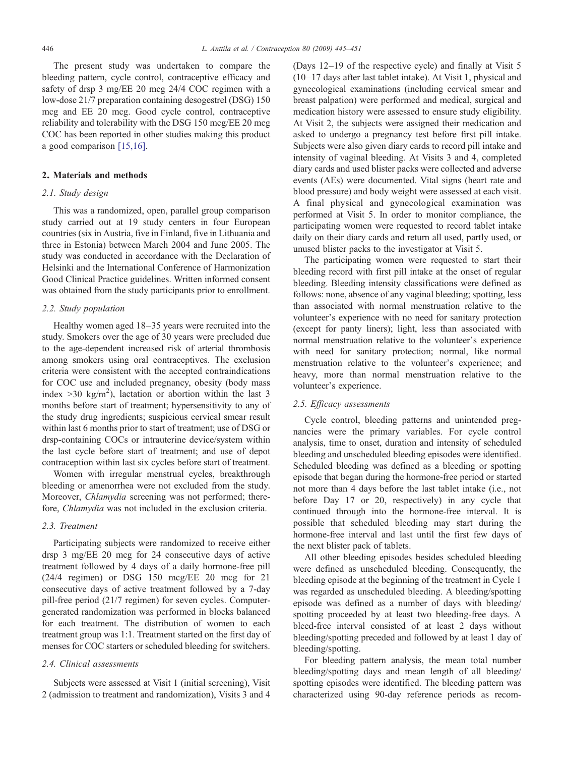The present study was undertaken to compare the bleeding pattern, cycle control, contraceptive efficacy and safety of drsp 3 mg/EE 20 mcg 24/4 COC regimen with a low-dose 21/7 preparation containing desogestrel (DSG) 150 mcg and EE 20 mcg. Good cycle control, contraceptive reliability and tolerability with the DSG 150 mcg/EE 20 mcg COC has been reported in other studies making this product a good comparison [15,16].

## 2. Materials and methods

### 2.1. Study design

This was a randomized, open, parallel group comparison study carried out at 19 study centers in four European countries (six in Austria, five in Finland, five in Lithuania and three in Estonia) between March 2004 and June 2005. The study was conducted in accordance with the Declaration of Helsinki and the International Conference of Harmonization Good Clinical Practice guidelines. Written informed consent was obtained from the study participants prior to enrollment.

### 2.2. Study population

Healthy women aged 18–35 years were recruited into the study. Smokers over the age of 30 years were precluded due to the age-dependent increased risk of arterial thrombosis among smokers using oral contraceptives. The exclusion criteria were consistent with the accepted contraindications for COC use and included pregnancy, obesity (body mass index >30 kg/m$^2$), lactation or abortion within the last 3 months before start of treatment; hypersensitivity to any of the study drug ingredients; suspicious cervical smear result within last 6 months prior to start of treatment; use of DSG or drsp-containing COCs or intrauterine device/system within the last cycle before start of treatment; and use of depot contraception within last six cycles before start of treatment.

Women with irregular menstrual cycles, breakthrough bleeding or amenorrhea were not excluded from the study. Moreover, *Chlamydia* screening was not performed; therefore, *Chlamydia* was not included in the exclusion criteria.

### 2.3. Treatment

Participating subjects were randomized to receive either drsp 3 mg/EE 20 mcg for 24 consecutive days of active treatment followed by 4 days of a daily hormone-free pill (24/4 regimen) or DSG 150 mcg/EE 20 mcg for 21 consecutive days of active treatment followed by a 7-day pill-free period (21/7 regimen) for seven cycles. Computer-generated randomization was performed in blocks balanced for each treatment. The distribution of women to each treatment group was 1:1. Treatment started on the first day of menses for COC starters or scheduled bleeding for switchers.

### 2.4. Clinical assessments

Subjects were assessed at Visit 1 (initial screening), Visit 2 (admission to treatment and randomization), Visits 3 and 4 (Days 12–19 of the respective cycle) and finally at Visit 5 (10–17 days after last tablet intake). At Visit 1, physical and gynecological examinations (including cervical smear and breast palpation) were performed and medical, surgical and medication history were assessed to ensure study eligibility. At Visit 2, the subjects were assigned their medication and asked to undergo a pregnancy test before first pill intake. Subjects were also given diary cards to record pill intake and intensity of vaginal bleeding. At Visits 3 and 4, completed diary cards and used blister packs were collected and adverse events (AEs) were documented. Vital signs (heart rate and blood pressure) and body weight were assessed at each visit. A final physical and gynecological examination was performed at Visit 5. In order to monitor compliance, the participating women were requested to record tablet intake daily on their diary cards and return all used, partly used, or unused blister packs to the investigator at Visit 5.

The participating women were requested to start their bleeding record with first pill intake at the onset of regular bleeding. Bleeding intensity classifications were defined as follows: none, absence of any vaginal bleeding; spotting, less than associated with normal menstruation relative to the volunteer's experience with no need for sanitary protection (except for panty liners); light, less than associated with normal menstruation relative to the volunteer's experience with need for sanitary protection; normal, like normal menstruation relative to the volunteer's experience; and heavy, more than normal menstruation relative to the volunteer's experience.

### 2.5. Efficacy assessments

Cycle control, bleeding patterns and unintended pregnancies were the primary variables. For cycle control analysis, time to onset, duration and intensity of scheduled bleeding and unscheduled bleeding episodes were identified. Scheduled bleeding was defined as a bleeding or spotting episode that began during the hormone-free period or started not more than 4 days before the last tablet intake (i.e., not before Day 17 or 20, respectively) in any cycle that continued through into the hormone-free interval. It is possible that scheduled bleeding may start during the hormone-free interval and last until the first few days of the next blister pack of tablets.

All other bleeding episodes besides scheduled bleeding were defined as unscheduled bleeding. Consequently, the bleeding episode at the beginning of the treatment in Cycle 1 was regarded as unscheduled bleeding. A bleeding/spotting episode was defined as a number of days with bleeding/spotting proceeded by at least two bleeding-free days. A bleed-free interval consisted of at least 2 days without bleeding/spotting preceded and followed by at least 1 day of bleeding/spotting.

For bleeding pattern analysis, the mean total number bleeding/spotting days and mean length of all bleeding/spotting episodes were identified. The bleeding pattern was characterized using 90-day reference periods as recom-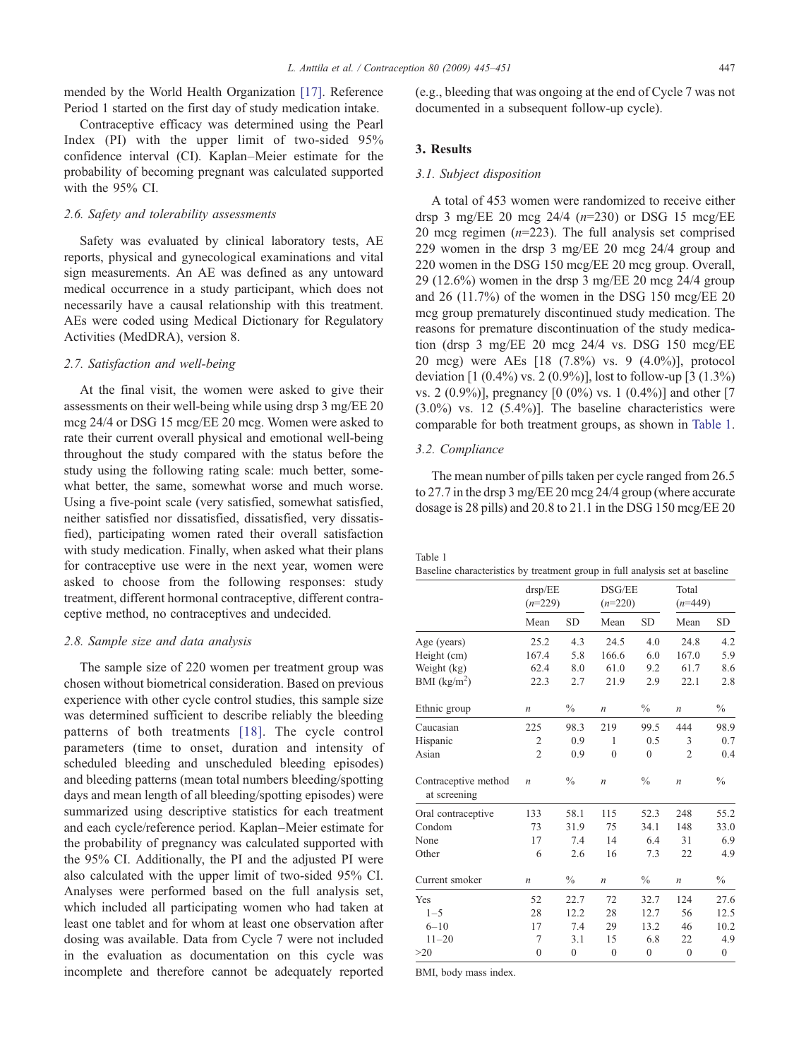mended by the World Health Organization [17]. Reference Period 1 started on the first day of study medication intake.

Contraceptive efficacy was determined using the Pearl Index (PI) with the upper limit of two-sided 95% confidence interval (CI). Kaplan–Meier estimate for the probability of becoming pregnant was calculated supported with the 95% CI.

### 2.6. Safety and tolerability assessments

Safety was evaluated by clinical laboratory tests, AE reports, physical and gynecological examinations and vital sign measurements. An AE was defined as any untoward medical occurrence in a study participant, which does not necessarily have a causal relationship with this treatment. AEs were coded using Medical Dictionary for Regulatory Activities (MedDRA), version 8.

### 2.7. Satisfaction and well-being

At the final visit, the women were asked to give their assessments on their well-being while using drsp 3 mg/EE 20 mcg 24/4 or DSG 15 mcg/EE 20 mcg. Women were asked to rate their current overall physical and emotional well-being throughout the study compared with the status before the study using the following rating scale: much better, somewhat better, the same, somewhat worse and much worse. Using a five-point scale (very satisfied, somewhat satisfied, neither satisfied nor dissatisfied, dissatisfied, very dissatisfied), participating women rated their overall satisfaction with study medication. Finally, when asked what their plans for contraceptive use were in the next year, women were asked to choose from the following responses: study treatment, different hormonal contraceptive, different contraceptive method, no contraceptives and undecided.

### 2.8. Sample size and data analysis

The sample size of 220 women per treatment group was chosen without biometrical consideration. Based on previous experience with other cycle control studies, this sample size was determined sufficient to describe reliably the bleeding patterns of both treatments [18]. The cycle control parameters (time to onset, duration and intensity of scheduled bleeding and unscheduled bleeding episodes) and bleeding patterns (mean total numbers bleeding/spotting days and mean length of all bleeding/spotting episodes) were summarized using descriptive statistics for each treatment and each cycle/reference period. Kaplan–Meier estimate for the probability of pregnancy was calculated supported with the 95% CI. Additionally, the PI and the adjusted PI were also calculated with the upper limit of two-sided 95% CI. Analyses were performed based on the full analysis set, which included all participating women who had taken at least one tablet and for whom at least one observation after dosing was available. Data from Cycle 7 were not included in the evaluation as documentation on this cycle was incomplete and therefore cannot be adequately reported (e.g., bleeding that was ongoing at the end of Cycle 7 was not documented in a subsequent follow-up cycle).

## 3. Results

### 3.1. Subject disposition

A total of 453 women were randomized to receive either drsp 3 mg/EE 20 mcg 24/4 ($n$=230) or DSG 15 mcg/EE 20 mcg regimen ($n$=223). The full analysis set comprised 229 women in the drsp 3 mg/EE 20 mcg 24/4 group and 220 women in the DSG 150 mcg/EE 20 mcg group. Overall, 29 (12.6%) women in the drsp 3 mg/EE 20 mcg 24/4 group and 26 (11.7%) of the women in the DSG 150 mcg/EE 20 mcg group prematurely discontinued study medication. The reasons for premature discontinuation of the study medication (drsp 3 mg/EE 20 mcg 24/4 vs. DSG 150 mcg/EE 20 mcg) were AEs [18 (7.8%) vs. 9 (4.0%)], protocol deviation [1 (0.4%) vs. 2 (0.9%)], lost to follow-up [3 (1.3%) vs. 2 (0.9%)], pregnancy [0 (0%) vs. 1 (0.4%)] and other [7 (3.0%) vs. 12 (5.4%)]. The baseline characteristics were comparable for both treatment groups, as shown in Table 1.

### 3.2. Compliance

The mean number of pills taken per cycle ranged from 26.5 to 27.7 in the drsp 3 mg/EE 20 mcg 24/4 group (where accurate dosage is 28 pills) and 20.8 to 21.1 in the DSG 150 mcg/EE 20

Table 1
Baseline characteristics by treatment group in full analysis set at baseline

| | drsp/EE ($n$=229) | | DSG/EE ($n$=220) | | Total ($n$=449) | |
|---|---|---|---|---|---|---|
| | Mean | SD | Mean | SD | Mean | SD |
| Age (years) | 25.2 | 4.3 | 24.5 | 4.0 | 24.8 | 4.2 |
| Height (cm) | 167.4 | 5.8 | 166.6 | 6.0 | 167.0 | 5.9 |
| Weight (kg) | 62.4 | 8.0 | 61.0 | 9.2 | 61.7 | 8.6 |
| BMI (kg/m$^2$) | 22.3 | 2.7 | 21.9 | 2.9 | 22.1 | 2.8 |
| Ethnic group | $n$ | % | $n$ | % | $n$ | % |
| Caucasian | 225 | 98.3 | 219 | 99.5 | 444 | 98.9 |
| Hispanic | 2 | 0.9 | 1 | 0.5 | 3 | 0.7 |
| Asian | 2 | 0.9 | 0 | 0 | 2 | 0.4 |
| Contraceptive method at screening | $n$ | % | $n$ | % | $n$ | % |
| Oral contraceptive | 133 | 58.1 | 115 | 52.3 | 248 | 55.2 |
| Condom | 73 | 31.9 | 75 | 34.1 | 148 | 33.0 |
| None | 17 | 7.4 | 14 | 6.4 | 31 | 6.9 |
| Other | 6 | 2.6 | 16 | 7.3 | 22 | 4.9 |
| Current smoker | $n$ | % | $n$ | % | $n$ | % |
| Yes | 52 | 22.7 | 72 | 32.7 | 124 | 27.6 |
| 1–5 | 28 | 12.2 | 28 | 12.7 | 56 | 12.5 |
| 6–10 | 17 | 7.4 | 29 | 13.2 | 46 | 10.2 |
| 11–20 | 7 | 3.1 | 15 | 6.8 | 22 | 4.9 |
| >20 | 0 | 0 | 0 | 0 | 0 | 0 |

BMI, body mass index.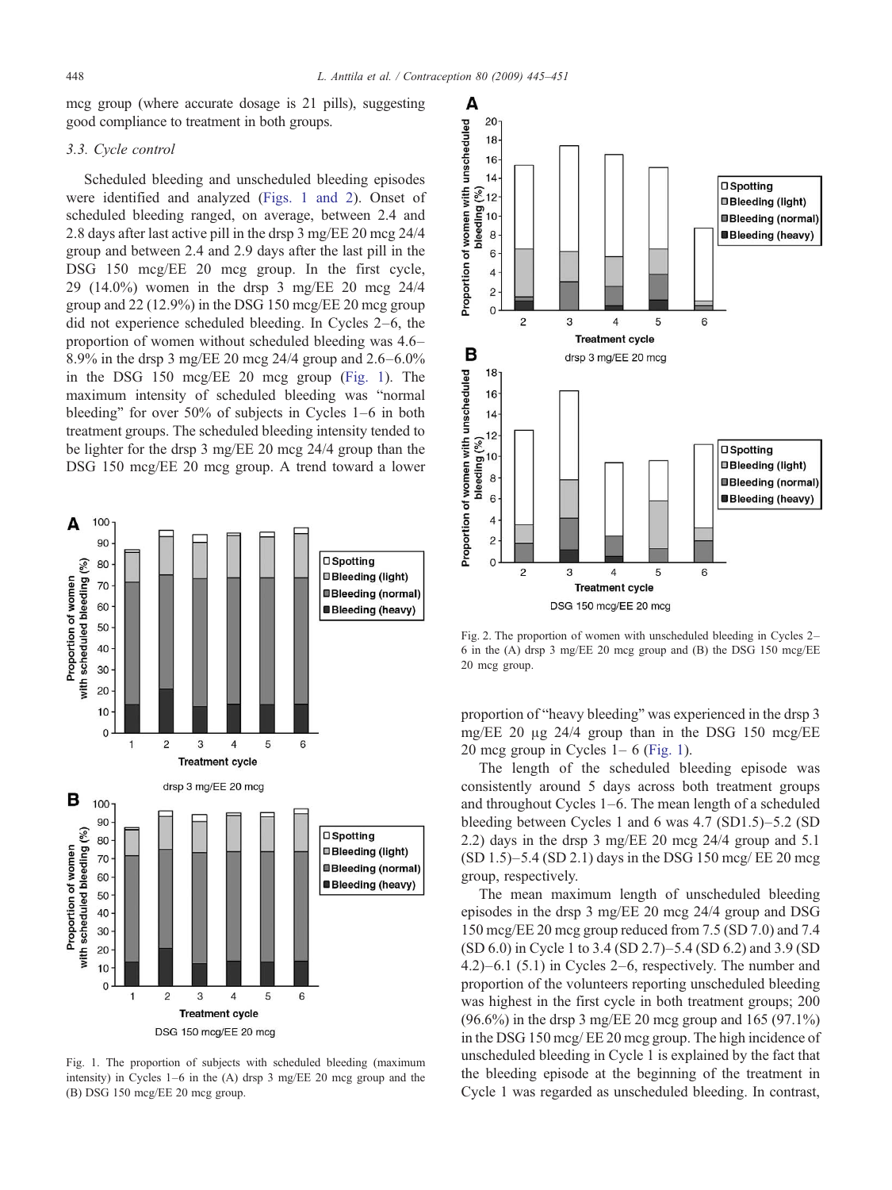mcg group (where accurate dosage is 21 pills), suggesting good compliance to treatment in both groups.

### 3.3. Cycle control

Scheduled bleeding and unscheduled bleeding episodes were identified and analyzed (Figs. 1 and 2). Onset of scheduled bleeding ranged, on average, between 2.4 and 2.8 days after last active pill in the drsp 3 mg/EE 20 mcg 24/4 group and between 2.4 and 2.9 days after the last pill in the DSG 150 mcg/EE 20 mcg group. In the first cycle, 29 (14.0%) women in the drsp 3 mg/EE 20 mcg 24/4 group and 22 (12.9%) in the DSG 150 mcg/EE 20 mcg group did not experience scheduled bleeding. In Cycles 2–6, the proportion of women without scheduled bleeding was 4.6–8.9% in the drsp 3 mg/EE 20 mcg 24/4 group and 2.6–6.0% in the DSG 150 mcg/EE 20 mcg group (Fig. 1). The maximum intensity of scheduled bleeding was "normal bleeding" for over 50% of subjects in Cycles 1–6 in both treatment groups. The scheduled bleeding intensity tended to be lighter for the drsp 3 mg/EE 20 mcg 24/4 group than the DSG 150 mcg/EE 20 mcg group. A trend toward a lower proportion of "heavy bleeding" was experienced in the drsp 3 mg/EE 20 μg 24/4 group than in the DSG 150 mcg/EE 20 mcg group in Cycles 1– 6 (Fig. 1).

Fig. 1. The proportion of subjects with scheduled bleeding (maximum intensity) in Cycles 1–6 in the (A) drsp 3 mg/EE 20 mcg group and the (B) DSG 150 mcg/EE 20 mcg group.

Fig. 2. The proportion of women with unscheduled bleeding in Cycles 2–6 in the (A) drsp 3 mg/EE 20 mcg group and (B) the DSG 150 mcg/EE 20 mcg group.

The length of the scheduled bleeding episode was consistently around 5 days across both treatment groups and throughout Cycles 1–6. The mean length of a scheduled bleeding between Cycles 1 and 6 was 4.7 (SD1.5)–5.2 (SD 2.2) days in the drsp 3 mg/EE 20 mcg 24/4 group and 5.1 (SD 1.5)–5.4 (SD 2.1) days in the DSG 150 mcg/ EE 20 mcg group, respectively.

The mean maximum length of unscheduled bleeding episodes in the drsp 3 mg/EE 20 mcg 24/4 group and DSG 150 mcg/EE 20 mcg group reduced from 7.5 (SD 7.0) and 7.4 (SD 6.0) in Cycle 1 to 3.4 (SD 2.7)–5.4 (SD 6.2) and 3.9 (SD 4.2)–6.1 (5.1) in Cycles 2–6, respectively. The number and proportion of the volunteers reporting unscheduled bleeding was highest in the first cycle in both treatment groups; 200 (96.6%) in the drsp 3 mg/EE 20 mcg group and 165 (97.1%) in the DSG 150 mcg/ EE 20 mcg group. The high incidence of unscheduled bleeding in Cycle 1 is explained by the fact that the bleeding episode at the beginning of the treatment in Cycle 1 was regarded as unscheduled bleeding. In contrast,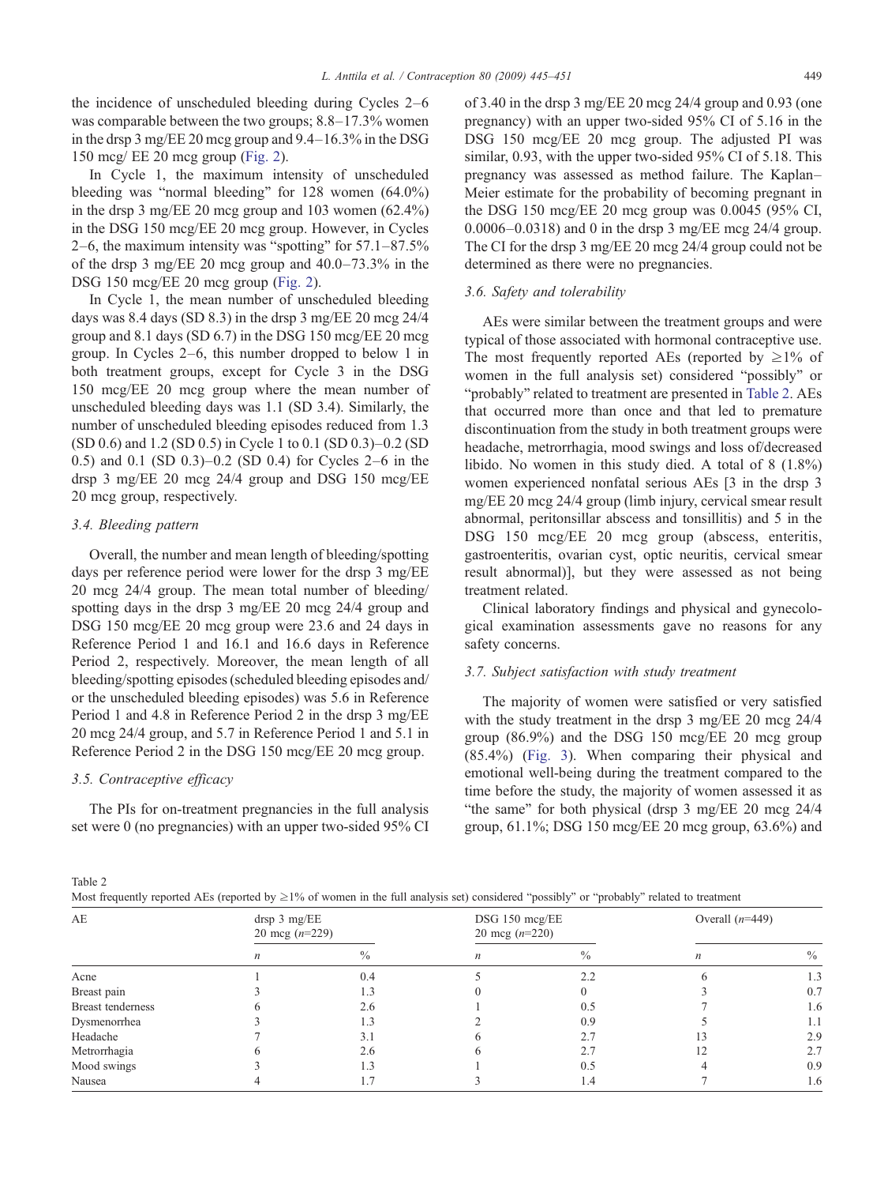the incidence of unscheduled bleeding during Cycles 2–6 was comparable between the two groups; 8.8–17.3% women in the drsp 3 mg/EE 20 mcg group and 9.4–16.3% in the DSG 150 mcg/ EE 20 mcg group (Fig. 2).

In Cycle 1, the maximum intensity of unscheduled bleeding was "normal bleeding" for 128 women (64.0%) in the drsp 3 mg/EE 20 mcg group and 103 women (62.4%) in the DSG 150 mcg/EE 20 mcg group. However, in Cycles 2–6, the maximum intensity was "spotting" for 57.1–87.5% of the drsp 3 mg/EE 20 mcg group and 40.0–73.3% in the DSG 150 mcg/EE 20 mcg group (Fig. 2).

In Cycle 1, the mean number of unscheduled bleeding days was 8.4 days (SD 8.3) in the drsp 3 mg/EE 20 mcg 24/4 group and 8.1 days (SD 6.7) in the DSG 150 mcg/EE 20 mcg group. In Cycles 2–6, this number dropped to below 1 in both treatment groups, except for Cycle 3 in the DSG 150 mcg/EE 20 mcg group where the mean number of unscheduled bleeding days was 1.1 (SD 3.4). Similarly, the number of unscheduled bleeding episodes reduced from 1.3 (SD 0.6) and 1.2 (SD 0.5) in Cycle 1 to 0.1 (SD 0.3)–0.2 (SD 0.5) and 0.1 (SD 0.3)–0.2 (SD 0.4) for Cycles 2–6 in the drsp 3 mg/EE 20 mcg 24/4 group and DSG 150 mcg/EE 20 mcg group, respectively.

### 3.4. Bleeding pattern

Overall, the number and mean length of bleeding/spotting days per reference period were lower for the drsp 3 mg/EE 20 mcg 24/4 group. The mean total number of bleeding/spotting days in the drsp 3 mg/EE 20 mcg 24/4 group and DSG 150 mcg/EE 20 mcg group were 23.6 and 24 days in Reference Period 1 and 16.1 and 16.6 days in Reference Period 2, respectively. Moreover, the mean length of all bleeding/spotting episodes (scheduled bleeding episodes and/or the unscheduled bleeding episodes) was 5.6 in Reference Period 1 and 4.8 in Reference Period 2 in the drsp 3 mg/EE 20 mcg 24/4 group, and 5.7 in Reference Period 1 and 5.1 in Reference Period 2 in the DSG 150 mcg/EE 20 mcg group.

### 3.5. Contraceptive efficacy

The PIs for on-treatment pregnancies in the full analysis set were 0 (no pregnancies) with an upper two-sided 95% CI of 3.40 in the drsp 3 mg/EE 20 mcg 24/4 group and 0.93 (one pregnancy) with an upper two-sided 95% CI of 5.16 in the DSG 150 mcg/EE 20 mcg group. The adjusted PI was similar, 0.93, with the upper two-sided 95% CI of 5.18. This pregnancy was assessed as method failure. The Kaplan–Meier estimate for the probability of becoming pregnant in the DSG 150 mcg/EE 20 mcg group was 0.0045 (95% CI, 0.0006–0.0318) and 0 in the drsp 3 mg/EE mcg 24/4 group. The CI for the drsp 3 mg/EE 20 mcg 24/4 group could not be determined as there were no pregnancies.

### 3.6. Safety and tolerability

AEs were similar between the treatment groups and were typical of those associated with hormonal contraceptive use. The most frequently reported AEs (reported by ≥1% of women in the full analysis set) considered "possibly" or "probably" related to treatment are presented in Table 2. AEs that occurred more than once and that led to premature discontinuation from the study in both treatment groups were headache, metrorrhagia, mood swings and loss of/decreased libido. No women in this study died. A total of 8 (1.8%) women experienced nonfatal serious AEs [3 in the drsp 3 mg/EE 20 mcg 24/4 group (limb injury, cervical smear result abnormal, peritonsillar abscess and tonsillitis) and 5 in the DSG 150 mcg/EE 20 mcg group (abscess, enteritis, gastroenteritis, ovarian cyst, optic neuritis, cervical smear result abnormal)], but they were assessed as not being treatment related.

Clinical laboratory findings and physical and gynecological examination assessments gave no reasons for any safety concerns.

### 3.7. Subject satisfaction with study treatment

The majority of women were satisfied or very satisfied with the study treatment in the drsp 3 mg/EE 20 mcg 24/4 group (86.9%) and the DSG 150 mcg/EE 20 mcg group (85.4%) (Fig. 3). When comparing their physical and emotional well-being during the treatment compared to the time before the study, the majority of women assessed it as "the same" for both physical (drsp 3 mg/EE 20 mcg 24/4 group, 61.1%; DSG 150 mcg/EE 20 mcg group, 63.6%) and

Table 2

Most frequently reported AEs (reported by ≥1% of women in the full analysis set) considered "possibly" or "probably" related to treatment

| AE | drsp 3 mg/EE 20 mcg (n=229) | | DSG 150 mcg/EE 20 mcg (n=220) | | Overall (n=449) | |
|---|---|---|---|---|---|---|
| | n | % | n | % | n | % |
| Acne | 1 | 0.4 | 5 | 2.2 | 6 | 1.3 |
| Breast pain | 3 | 1.3 | 0 | 0 | 3 | 0.7 |
| Breast tenderness | 6 | 2.6 | 1 | 0.5 | 7 | 1.6 |
| Dysmenorrhea | 3 | 1.3 | 2 | 0.9 | 5 | 1.1 |
| Headache | 7 | 3.1 | 6 | 2.7 | 13 | 2.9 |
| Metrorrhagia | 6 | 2.6 | 6 | 2.7 | 12 | 2.7 |
| Mood swings | 3 | 1.3 | 1 | 0.5 | 4 | 0.9 |
| Nausea | 4 | 1.7 | 3 | 1.4 | 7 | 1.6 |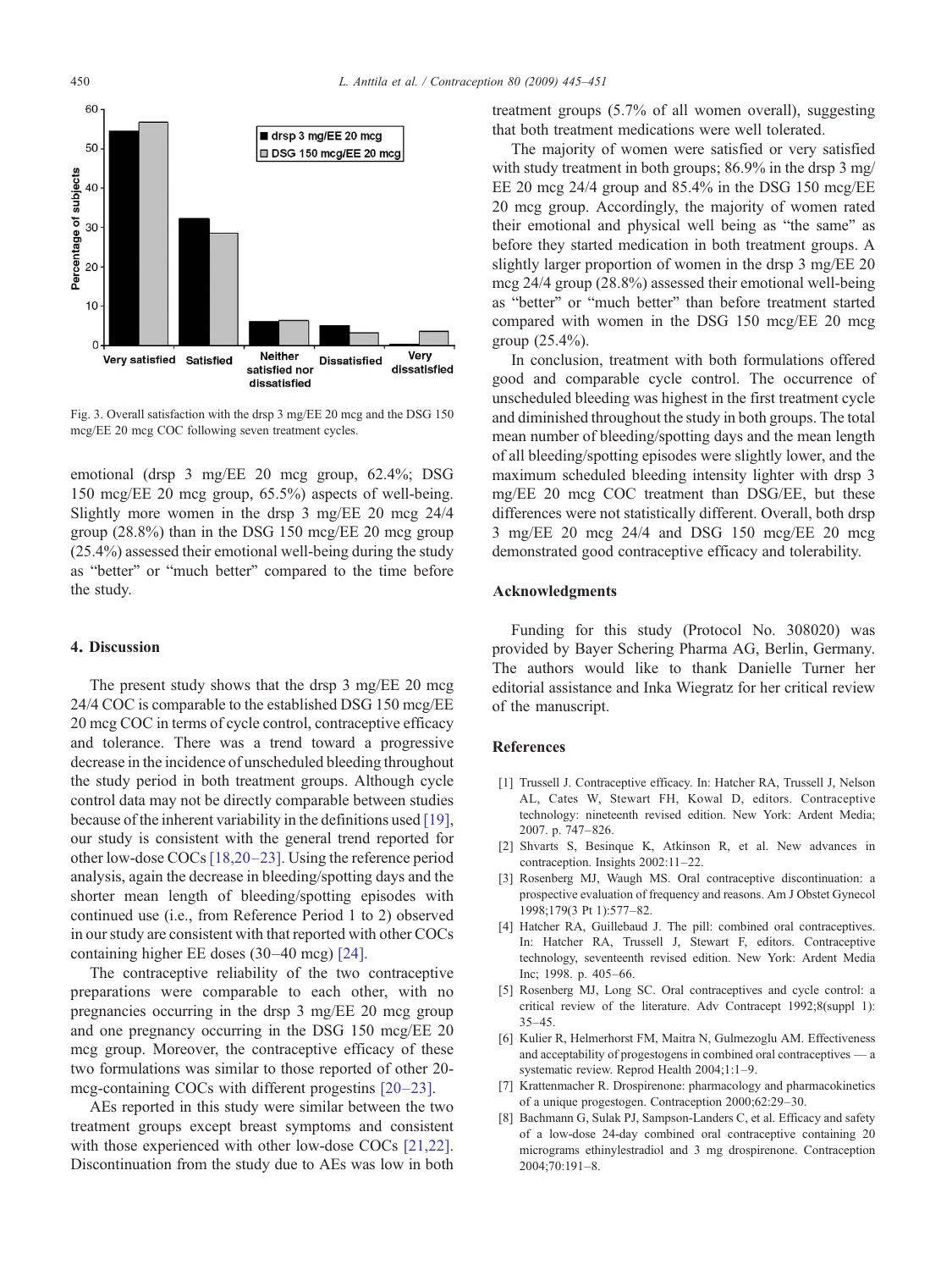Fig. 3. Overall satisfaction with the drsp 3 mg/EE 20 mcg and the DSG 150 mcg/EE 20 mcg COC following seven treatment cycles.

emotional (drsp 3 mg/EE 20 mcg group, 62.4%; DSG 150 mcg/EE 20 mcg group, 65.5%) aspects of well-being. Slightly more women in the drsp 3 mg/EE 20 mcg 24/4 group (28.8%) than in the DSG 150 mcg/EE 20 mcg group (25.4%) assessed their emotional well-being during the study as "better" or "much better" compared to the time before the study.

## 4. Discussion

The present study shows that the drsp 3 mg/EE 20 mcg 24/4 COC is comparable to the established DSG 150 mcg/EE 20 mcg COC in terms of cycle control, contraceptive efficacy and tolerance. There was a trend toward a progressive decrease in the incidence of unscheduled bleeding throughout the study period in both treatment groups. Although cycle control data may not be directly comparable between studies because of the inherent variability in the definitions used [19], our study is consistent with the general trend reported for other low-dose COCs [18,20–23]. Using the reference period analysis, again the decrease in bleeding/spotting days and the shorter mean length of bleeding/spotting episodes with continued use (i.e., from Reference Period 1 to 2) observed in our study are consistent with that reported with other COCs containing higher EE doses (30–40 mcg) [24].

The contraceptive reliability of the two contraceptive preparations were comparable to each other, with no pregnancies occurring in the drsp 3 mg/EE 20 mcg group and one pregnancy occurring in the DSG 150 mcg/EE 20 mcg group. Moreover, the contraceptive efficacy of these two formulations was similar to those reported of other 20-mcg-containing COCs with different progestins [20–23].

AEs reported in this study were similar between the two treatment groups except breast symptoms and consistent with those experienced with other low-dose COCs [21,22]. Discontinuation from the study due to AEs was low in both treatment groups (5.7% of all women overall), suggesting that both treatment medications were well tolerated.

The majority of women were satisfied or very satisfied with study treatment in both groups; 86.9% in the drsp 3 mg/EE 20 mcg 24/4 group and 85.4% in the DSG 150 mcg/EE 20 mcg group. Accordingly, the majority of women rated their emotional and physical well being as "the same" as before they started medication in both treatment groups. A slightly larger proportion of women in the drsp 3 mg/EE 20 mcg 24/4 group (28.8%) assessed their emotional well-being as "better" or "much better" than before treatment started compared with women in the DSG 150 mcg/EE 20 mcg group (25.4%).

In conclusion, treatment with both formulations offered good and comparable cycle control. The occurrence of unscheduled bleeding was highest in the first treatment cycle and diminished throughout the study in both groups. The total mean number of bleeding/spotting days and the mean length of all bleeding/spotting episodes were slightly lower, and the maximum scheduled bleeding intensity lighter with drsp 3 mg/EE 20 mcg COC treatment than DSG/EE, but these differences were not statistically different. Overall, both drsp 3 mg/EE 20 mcg 24/4 and DSG 150 mcg/EE 20 mcg demonstrated good contraceptive efficacy and tolerability.

## Acknowledgments

Funding for this study (Protocol No. 308020) was provided by Bayer Schering Pharma AG, Berlin, Germany. The authors would like to thank Danielle Turner her editorial assistance and Inka Wiegratz for her critical review of the manuscript.

## References

[1] Trussell J. Contraceptive efficacy. In: Hatcher RA, Trussell J, Nelson AL, Cates W, Stewart FH, Kowal D, editors. Contraceptive technology: nineteenth revised edition. New York: Ardent Media; 2007. p. 747–826.

[2] Shvarts S, Besinque K, Atkinson R, et al. New advances in contraception. Insights 2002:11–22.

[3] Rosenberg MJ, Waugh MS. Oral contraceptive discontinuation: a prospective evaluation of frequency and reasons. Am J Obstet Gynecol 1998;179(3 Pt 1):577–82.

[4] Hatcher RA, Guillebaud J. The pill: combined oral contraceptives. In: Hatcher RA, Trussell J, Stewart F, editors. Contraceptive technology, seventeenth revised edition. New York: Ardent Media Inc; 1998. p. 405–66.

[5] Rosenberg MJ, Long SC. Oral contraceptives and cycle control: a critical review of the literature. Adv Contracept 1992;8(suppl 1): 35–45.

[6] Kulier R, Helmerhorst FM, Maitra N, Gulmezoglu AM. Effectiveness and acceptability of progestogens in combined oral contraceptives — a systematic review. Reprod Health 2004;1:1–9.

[7] Krattenmacher R. Drospirenone: pharmacology and pharmacokinetics of a unique progestogen. Contraception 2000;62:29–30.

[8] Bachmann G, Sulak PJ, Sampson-Landers C, et al. Efficacy and safety of a low-dose 24-day combined oral contraceptive containing 20 micrograms ethinylestradiol and 3 mg drospirenone. Contraception 2004;70:191–8.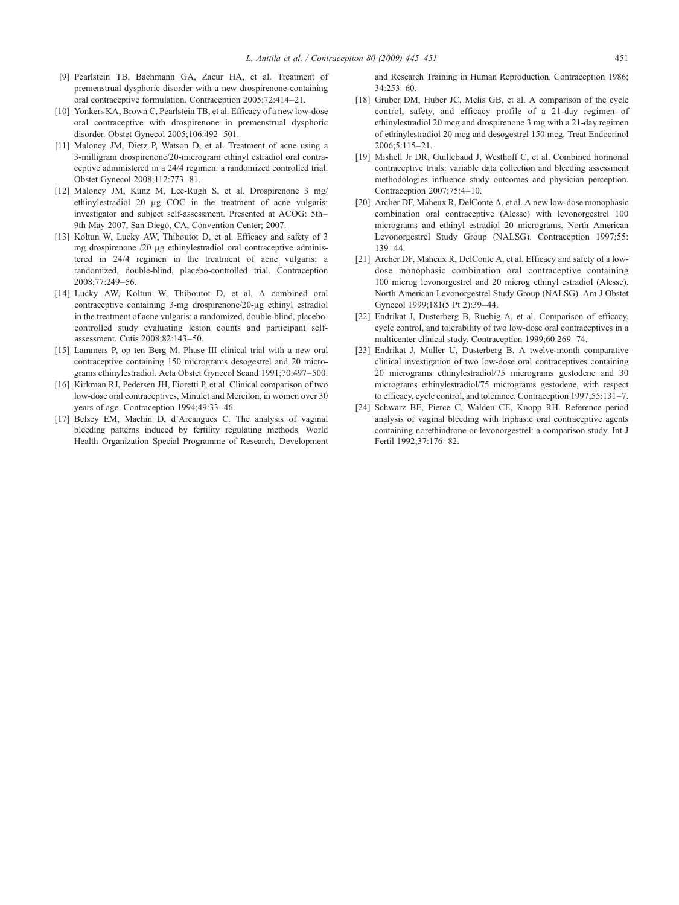[9] Pearlstein TB, Bachmann GA, Zacur HA, et al. Treatment of premenstrual dysphoric disorder with a new drospirenone-containing oral contraceptive formulation. Contraception 2005;72:414–21.

[10] Yonkers KA, Brown C, Pearlstein TB, et al. Efficacy of a new low-dose oral contraceptive with drospirenone in premenstrual dysphoric disorder. Obstet Gynecol 2005;106:492–501.

[11] Maloney JM, Dietz P, Watson D, et al. Treatment of acne using a 3-milligram drospirenone/20-microgram ethinyl estradiol oral contraceptive administered in a 24/4 regimen: a randomized controlled trial. Obstet Gynecol 2008;112:773–81.

[12] Maloney JM, Kunz M, Lee-Rugh S, et al. Drospirenone 3 mg/ ethinylestradiol 20 μg COC in the treatment of acne vulgaris: investigator and subject self-assessment. Presented at ACOG: 5th–9th May 2007, San Diego, CA, Convention Center; 2007.

[13] Koltun W, Lucky AW, Thiboutot D, et al. Efficacy and safety of 3 mg drospirenone /20 μg ethinylestradiol oral contraceptive administered in 24/4 regimen in the treatment of acne vulgaris: a randomized, double-blind, placebo-controlled trial. Contraception 2008;77:249–56.

[14] Lucky AW, Koltun W, Thiboutot D, et al. A combined oral contraceptive containing 3-mg drospirenone/20-μg ethinyl estradiol in the treatment of acne vulgaris: a randomized, double-blind, placebo-controlled study evaluating lesion counts and participant self-assessment. Cutis 2008;82:143–50.

[15] Lammers P, op ten Berg M. Phase III clinical trial with a new oral contraceptive containing 150 micrograms desogestrel and 20 micrograms ethinylestradiol. Acta Obstet Gynecol Scand 1991;70:497–500.

[16] Kirkman RJ, Pedersen JH, Fioretti P, et al. Clinical comparison of two low-dose oral contraceptives, Minulet and Mercilon, in women over 30 years of age. Contraception 1994;49:33–46.

[17] Belsey EM, Machin D, d'Arcangues C. The analysis of vaginal bleeding patterns induced by fertility regulating methods. World Health Organization Special Programme of Research, Development and Research Training in Human Reproduction. Contraception 1986; 34:253–60.

[18] Gruber DM, Huber JC, Melis GB, et al. A comparison of the cycle control, safety, and efficacy profile of a 21-day regimen of ethinylestradiol 20 mcg and drospirenone 3 mg with a 21-day regimen of ethinylestradiol 20 mcg and desogestrel 150 mcg. Treat Endocrinol 2006;5:115–21.

[19] Mishell Jr DR, Guillebaud J, Westhoff C, et al. Combined hormonal contraceptive trials: variable data collection and bleeding assessment methodologies influence study outcomes and physician perception. Contraception 2007;75:4–10.

[20] Archer DF, Maheux R, DelConte A, et al. A new low-dose monophasic combination oral contraceptive (Alesse) with levonorgestrel 100 micrograms and ethinyl estradiol 20 micrograms. North American Levonorgestrel Study Group (NALSG). Contraception 1997;55: 139–44.

[21] Archer DF, Maheux R, DelConte A, et al. Efficacy and safety of a low-dose monophasic combination oral contraceptive containing 100 microg levonorgestrel and 20 microg ethinyl estradiol (Alesse). North American Levonorgestrel Study Group (NALSG). Am J Obstet Gynecol 1999;181(5 Pt 2):39–44.

[22] Endrikat J, Dusterberg B, Ruebig A, et al. Comparison of efficacy, cycle control, and tolerability of two low-dose oral contraceptives in a multicenter clinical study. Contraception 1999;60:269–74.

[23] Endrikat J, Muller U, Dusterberg B. A twelve-month comparative clinical investigation of two low-dose oral contraceptives containing 20 micrograms ethinylestradiol/75 micrograms gestodene and 30 micrograms ethinylestradiol/75 micrograms gestodene, with respect to efficacy, cycle control, and tolerance. Contraception 1997;55:131–7.

[24] Schwarz BE, Pierce C, Walden CE, Knopp RH. Reference period analysis of vaginal bleeding with triphasic oral contraceptive agents containing norethindrone or levonorgestrel: a comparison study. Int J Fertil 1992;37:176–82.